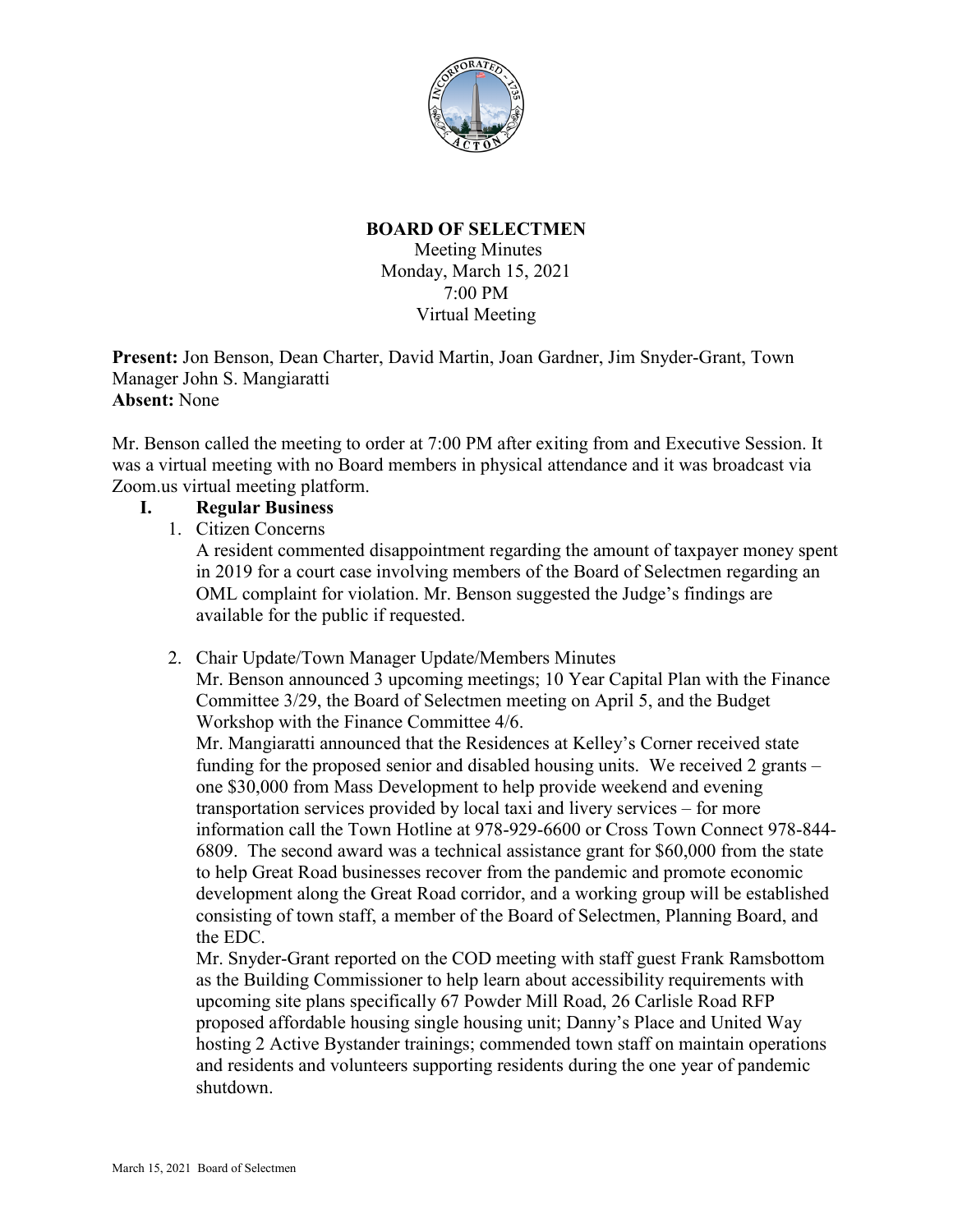**BOARD OF SELECTMEN**
Meeting Minutes
Monday, March 15, 2021
7:00 PM
Virtual Meeting

**Present:** Jon Benson, Dean Charter, David Martin, Joan Gardner, Jim Snyder-Grant, Town Manager John S. Mangiaratti
**Absent:** None

Mr. Benson called the meeting to order at 7:00 PM after exiting from and Executive Session. It was a virtual meeting with no Board members in physical attendance and it was broadcast via Zoom.us virtual meeting platform.

**I. Regular Business**

1. Citizen Concerns
A resident commented disappointment regarding the amount of taxpayer money spent in 2019 for a court case involving members of the Board of Selectmen regarding an OML complaint for violation. Mr. Benson suggested the Judge's findings are available for the public if requested.

2. Chair Update/Town Manager Update/Members Minutes
Mr. Benson announced 3 upcoming meetings; 10 Year Capital Plan with the Finance Committee 3/29, the Board of Selectmen meeting on April 5, and the Budget Workshop with the Finance Committee 4/6.
Mr. Mangiaratti announced that the Residences at Kelley's Corner received state funding for the proposed senior and disabled housing units. We received 2 grants – one $30,000 from Mass Development to help provide weekend and evening transportation services provided by local taxi and livery services – for more information call the Town Hotline at 978-929-6600 or Cross Town Connect 978-844-6809. The second award was a technical assistance grant for $60,000 from the state to help Great Road businesses recover from the pandemic and promote economic development along the Great Road corridor, and a working group will be established consisting of town staff, a member of the Board of Selectmen, Planning Board, and the EDC.
Mr. Snyder-Grant reported on the COD meeting with staff guest Frank Ramsbottom as the Building Commissioner to help learn about accessibility requirements with upcoming site plans specifically 67 Powder Mill Road, 26 Carlisle Road RFP proposed affordable housing single housing unit; Danny's Place and United Way hosting 2 Active Bystander trainings; commended town staff on maintain operations and residents and volunteers supporting residents during the one year of pandemic shutdown.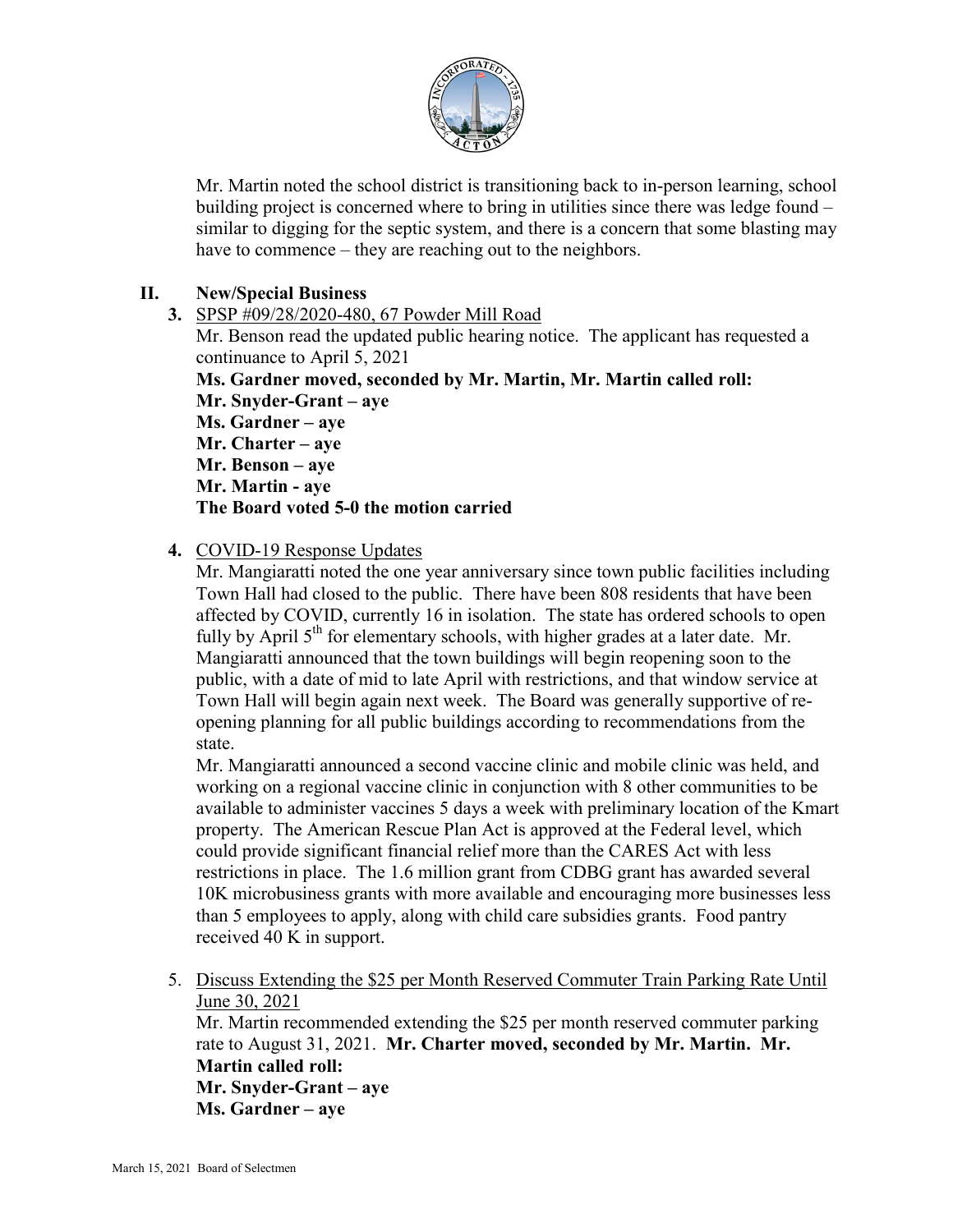Mr. Martin noted the school district is transitioning back to in-person learning, school building project is concerned where to bring in utilities since there was ledge found – similar to digging for the septic system, and there is a concern that some blasting may have to commence – they are reaching out to the neighbors.

## II. New/Special Business

**3.** SPSP #09/28/2020-480, 67 Powder Mill Road

Mr. Benson read the updated public hearing notice. The applicant has requested a continuance to April 5, 2021

**Ms. Gardner moved, seconded by Mr. Martin, Mr. Martin called roll:**
**Mr. Snyder-Grant – aye**
**Ms. Gardner – aye**
**Mr. Charter – aye**
**Mr. Benson – aye**
**Mr. Martin - aye**
**The Board voted 5-0 the motion carried**

**4.** COVID-19 Response Updates

Mr. Mangiaratti noted the one year anniversary since town public facilities including Town Hall had closed to the public. There have been 808 residents that have been affected by COVID, currently 16 in isolation. The state has ordered schools to open fully by April 5th for elementary schools, with higher grades at a later date. Mr. Mangiaratti announced that the town buildings will begin reopening soon to the public, with a date of mid to late April with restrictions, and that window service at Town Hall will begin again next week. The Board was generally supportive of re-opening planning for all public buildings according to recommendations from the state.

Mr. Mangiaratti announced a second vaccine clinic and mobile clinic was held, and working on a regional vaccine clinic in conjunction with 8 other communities to be available to administer vaccines 5 days a week with preliminary location of the Kmart property. The American Rescue Plan Act is approved at the Federal level, which could provide significant financial relief more than the CARES Act with less restrictions in place. The 1.6 million grant from CDBG grant has awarded several 10K microbusiness grants with more available and encouraging more businesses less than 5 employees to apply, along with child care subsidies grants. Food pantry received 40 K in support.

5. Discuss Extending the $25 per Month Reserved Commuter Train Parking Rate Until June 30, 2021

Mr. Martin recommended extending the $25 per month reserved commuter parking rate to August 31, 2021. **Mr. Charter moved, seconded by Mr. Martin. Mr. Martin called roll:**
**Mr. Snyder-Grant – aye**
**Ms. Gardner – aye**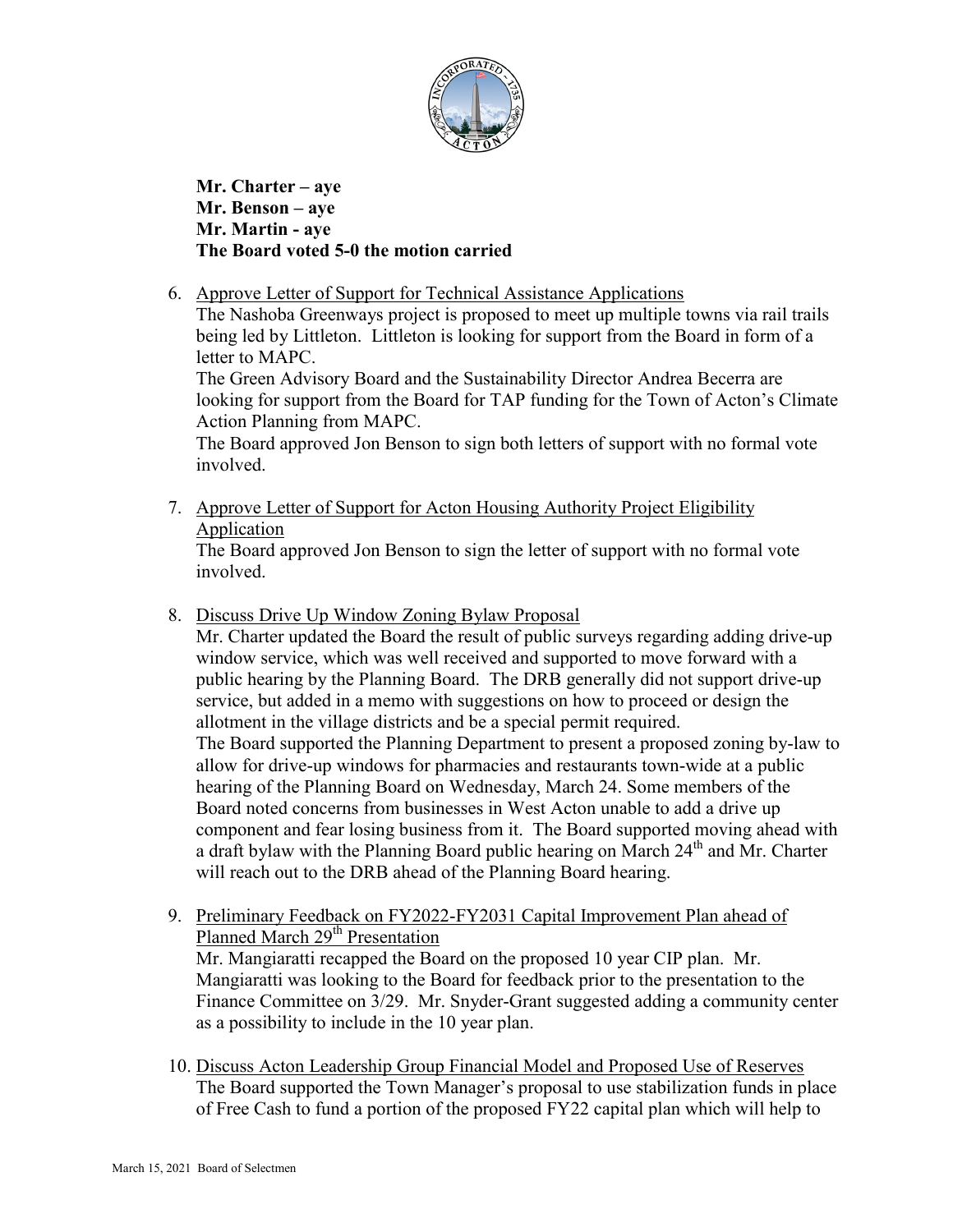**Mr. Charter – aye**
**Mr. Benson – aye**
**Mr. Martin - aye**
**The Board voted 5-0 the motion carried**

6. Approve Letter of Support for Technical Assistance Applications
   The Nashoba Greenways project is proposed to meet up multiple towns via rail trails being led by Littleton. Littleton is looking for support from the Board in form of a letter to MAPC.
   The Green Advisory Board and the Sustainability Director Andrea Becerra are looking for support from the Board for TAP funding for the Town of Acton's Climate Action Planning from MAPC.
   The Board approved Jon Benson to sign both letters of support with no formal vote involved.

7. Approve Letter of Support for Acton Housing Authority Project Eligibility Application
   The Board approved Jon Benson to sign the letter of support with no formal vote involved.

8. Discuss Drive Up Window Zoning Bylaw Proposal
   Mr. Charter updated the Board the result of public surveys regarding adding drive-up window service, which was well received and supported to move forward with a public hearing by the Planning Board. The DRB generally did not support drive-up service, but added in a memo with suggestions on how to proceed or design the allotment in the village districts and be a special permit required.
   The Board supported the Planning Department to present a proposed zoning by-law to allow for drive-up windows for pharmacies and restaurants town-wide at a public hearing of the Planning Board on Wednesday, March 24. Some members of the Board noted concerns from businesses in West Acton unable to add a drive up component and fear losing business from it. The Board supported moving ahead with a draft bylaw with the Planning Board public hearing on March 24th and Mr. Charter will reach out to the DRB ahead of the Planning Board hearing.

9. Preliminary Feedback on FY2022-FY2031 Capital Improvement Plan ahead of Planned March 29th Presentation
   Mr. Mangiaratti recapped the Board on the proposed 10 year CIP plan. Mr. Mangiaratti was looking to the Board for feedback prior to the presentation to the Finance Committee on 3/29. Mr. Snyder-Grant suggested adding a community center as a possibility to include in the 10 year plan.

10. Discuss Acton Leadership Group Financial Model and Proposed Use of Reserves
    The Board supported the Town Manager's proposal to use stabilization funds in place of Free Cash to fund a portion of the proposed FY22 capital plan which will help to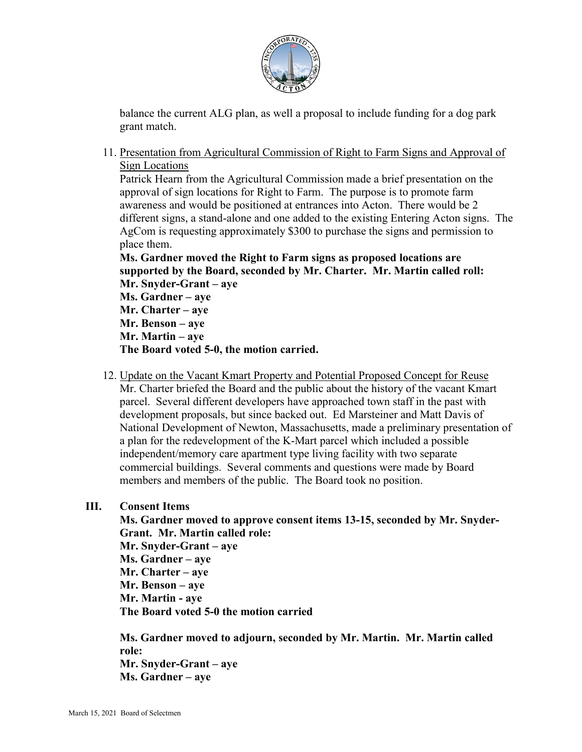balance the current ALG plan, as well a proposal to include funding for a dog park grant match.

11. Presentation from Agricultural Commission of Right to Farm Signs and Approval of Sign Locations
    Patrick Hearn from the Agricultural Commission made a brief presentation on the approval of sign locations for Right to Farm. The purpose is to promote farm awareness and would be positioned at entrances into Acton. There would be 2 different signs, a stand-alone and one added to the existing Entering Acton signs. The AgCom is requesting approximately $300 to purchase the signs and permission to place them.
    **Ms. Gardner moved the Right to Farm signs as proposed locations are supported by the Board, seconded by Mr. Charter. Mr. Martin called roll:**
    **Mr. Snyder-Grant – aye**
    **Ms. Gardner – aye**
    **Mr. Charter – aye**
    **Mr. Benson – aye**
    **Mr. Martin – aye**
    **The Board voted 5-0, the motion carried.**

12. Update on the Vacant Kmart Property and Potential Proposed Concept for Reuse
    Mr. Charter briefed the Board and the public about the history of the vacant Kmart parcel. Several different developers have approached town staff in the past with development proposals, but since backed out. Ed Marsteiner and Matt Davis of National Development of Newton, Massachusetts, made a preliminary presentation of a plan for the redevelopment of the K-Mart parcel which included a possible independent/memory care apartment type living facility with two separate commercial buildings. Several comments and questions were made by Board members and members of the public. The Board took no position.

## III. Consent Items

**Ms. Gardner moved to approve consent items 13-15, seconded by Mr. Snyder-Grant. Mr. Martin called role:**
**Mr. Snyder-Grant – aye**
**Ms. Gardner – aye**
**Mr. Charter – aye**
**Mr. Benson – aye**
**Mr. Martin - aye**
**The Board voted 5-0 the motion carried**

**Ms. Gardner moved to adjourn, seconded by Mr. Martin. Mr. Martin called role:**
**Mr. Snyder-Grant – aye**
**Ms. Gardner – aye**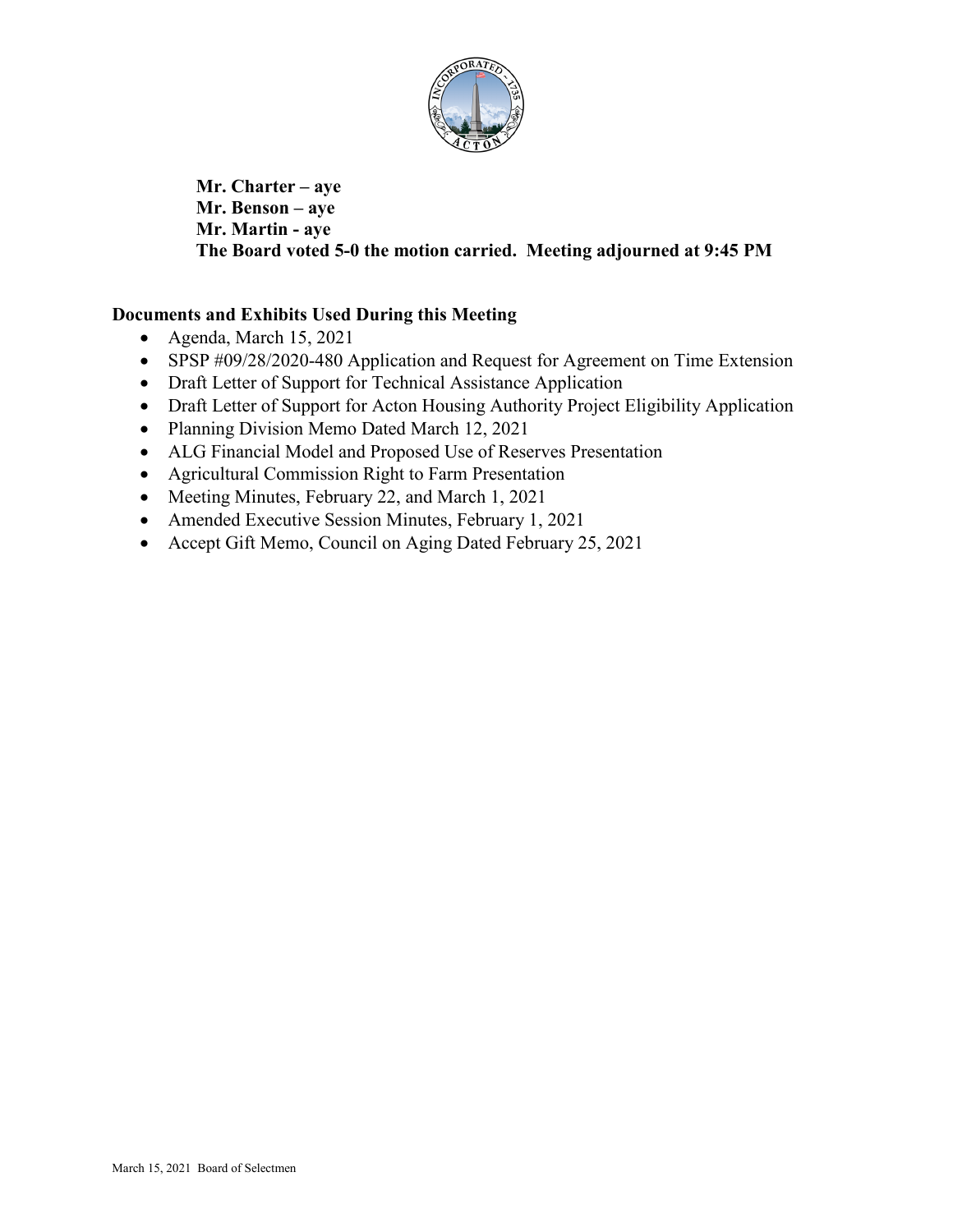**Mr. Charter – aye**
**Mr. Benson – aye**
**Mr. Martin - aye**
**The Board voted 5-0 the motion carried. Meeting adjourned at 9:45 PM**

**Documents and Exhibits Used During this Meeting**

- Agenda, March 15, 2021
- SPSP #09/28/2020-480 Application and Request for Agreement on Time Extension
- Draft Letter of Support for Technical Assistance Application
- Draft Letter of Support for Acton Housing Authority Project Eligibility Application
- Planning Division Memo Dated March 12, 2021
- ALG Financial Model and Proposed Use of Reserves Presentation
- Agricultural Commission Right to Farm Presentation
- Meeting Minutes, February 22, and March 1, 2021
- Amended Executive Session Minutes, February 1, 2021
- Accept Gift Memo, Council on Aging Dated February 25, 2021